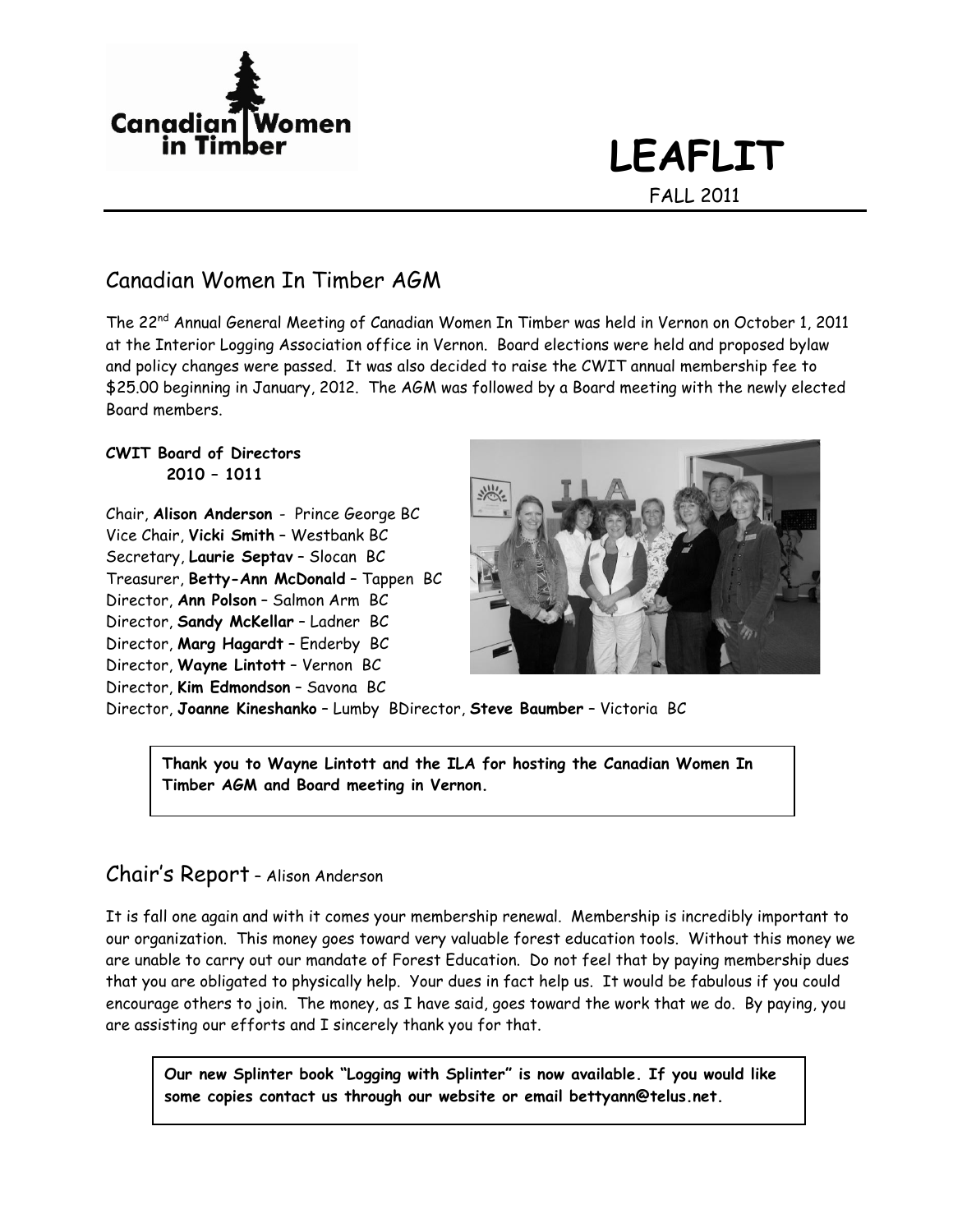Canadian Women in Timber

# LEAFLIT

FALL 2011

## Canadian Women In Timber AGM

The 22nd Annual General Meeting of Canadian Women In Timber was held in Vernon on October 1, 2011 at the Interior Logging Association office in Vernon. Board elections were held and proposed bylaw and policy changes were passed. It was also decided to raise the CWIT annual membership fee to $25.00 beginning in January, 2012. The AGM was followed by a Board meeting with the newly elected Board members.

**CWIT Board of Directors**
**2010 – 1011**

Chair, **Alison Anderson** - Prince George BC
Vice Chair, **Vicki Smith** – Westbank BC
Secretary, **Laurie Septav** – Slocan BC
Treasurer, **Betty-Ann McDonald** – Tappen BC
Director, **Ann Polson** – Salmon Arm BC
Director, **Sandy McKellar** – Ladner BC
Director, **Marg Hagardt** – Enderby BC
Director, **Wayne Lintott** – Vernon BC
Director, **Kim Edmondson** – Savona BC
Director, **Joanne Kineshanko** – Lumby BDirector, **Steve Baumber** – Victoria BC

**Thank you to Wayne Lintott and the ILA for hosting the Canadian Women In Timber AGM and Board meeting in Vernon.**

## Chair's Report – Alison Anderson

It is fall one again and with it comes your membership renewal. Membership is incredibly important to our organization. This money goes toward very valuable forest education tools. Without this money we are unable to carry out our mandate of Forest Education. Do not feel that by paying membership dues that you are obligated to physically help. Your dues in fact help us. It would be fabulous if you could encourage others to join. The money, as I have said, goes toward the work that we do. By paying, you are assisting our efforts and I sincerely thank you for that.

**Our new Splinter book "Logging with Splinter" is now available. If you would like some copies contact us through our website or email bettyann@telus.net.**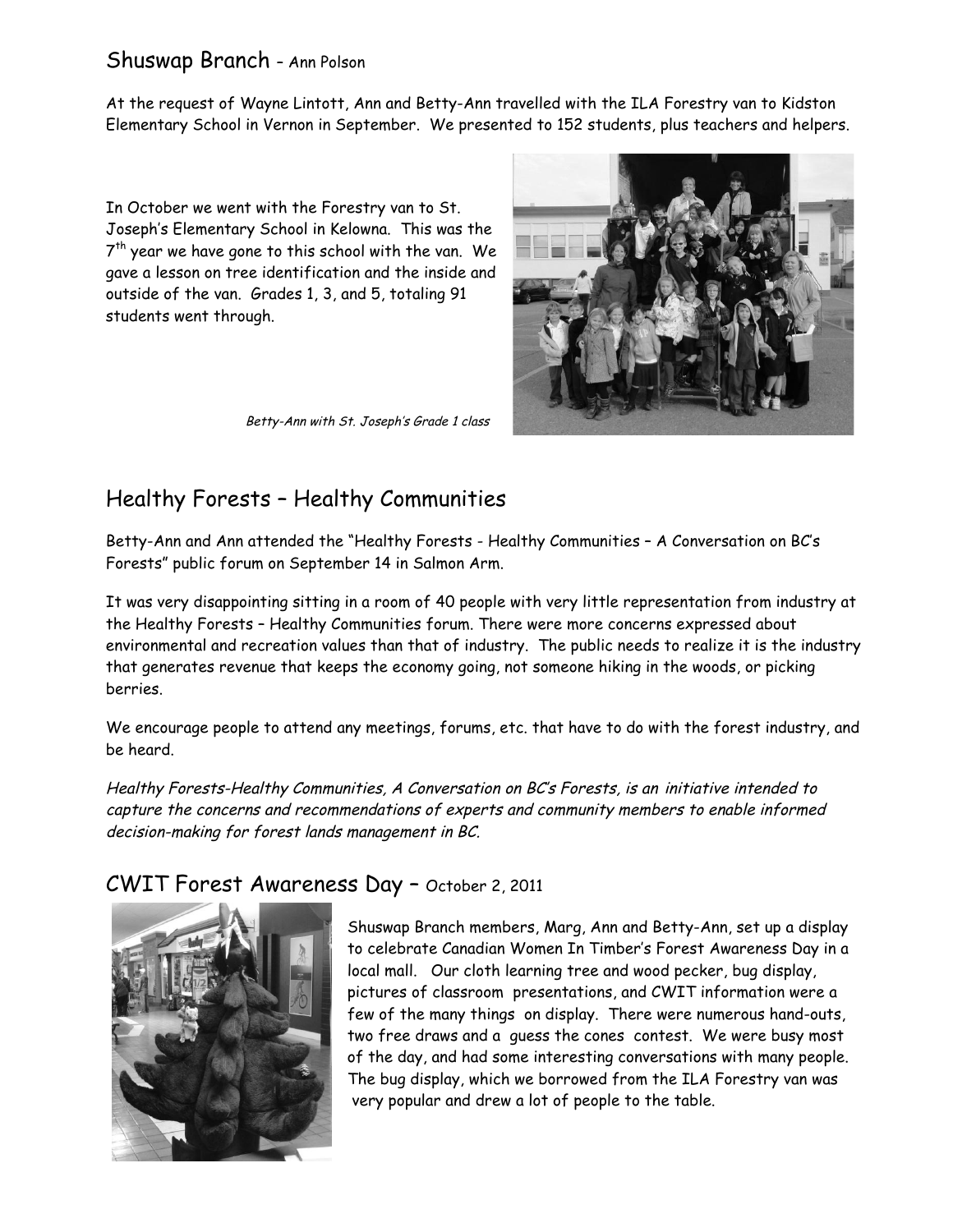## Shuswap Branch – Ann Polson

At the request of Wayne Lintott, Ann and Betty-Ann travelled with the ILA Forestry van to Kidston Elementary School in Vernon in September. We presented to 152 students, plus teachers and helpers.

In October we went with the Forestry van to St. Joseph's Elementary School in Kelowna. This was the 7th year we have gone to this school with the van. We gave a lesson on tree identification and the inside and outside of the van. Grades 1, 3, and 5, totaling 91 students went through.

*Betty-Ann with St. Joseph's Grade 1 class*

## Healthy Forests – Healthy Communities

Betty-Ann and Ann attended the "Healthy Forests - Healthy Communities – A Conversation on BC's Forests" public forum on September 14 in Salmon Arm.

It was very disappointing sitting in a room of 40 people with very little representation from industry at the Healthy Forests – Healthy Communities forum. There were more concerns expressed about environmental and recreation values than that of industry. The public needs to realize it is the industry that generates revenue that keeps the economy going, not someone hiking in the woods, or picking berries.

We encourage people to attend any meetings, forums, etc. that have to do with the forest industry, and be heard.

*Healthy Forests-Healthy Communities, A Conversation on BC's Forests, is an initiative intended to capture the concerns and recommendations of experts and community members to enable informed decision-making for forest lands management in BC.*

## CWIT Forest Awareness Day – October 2, 2011

Shuswap Branch members, Marg, Ann and Betty-Ann, set up a display to celebrate Canadian Women In Timber's Forest Awareness Day in a local mall. Our cloth learning tree and wood pecker, bug display, pictures of classroom presentations, and CWIT information were a few of the many things on display. There were numerous hand-outs, two free draws and a guess the cones contest. We were busy most of the day, and had some interesting conversations with many people. The bug display, which we borrowed from the ILA Forestry van was very popular and drew a lot of people to the table.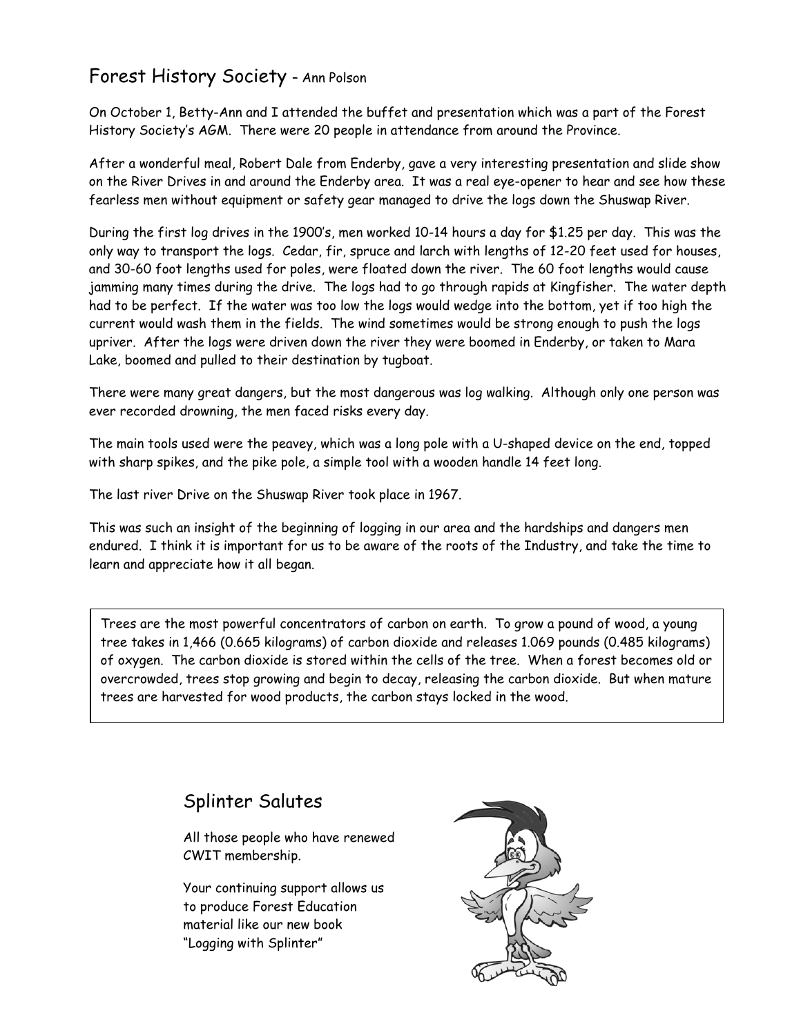## Forest History Society - Ann Polson

On October 1, Betty-Ann and I attended the buffet and presentation which was a part of the Forest History Society's AGM. There were 20 people in attendance from around the Province.

After a wonderful meal, Robert Dale from Enderby, gave a very interesting presentation and slide show on the River Drives in and around the Enderby area. It was a real eye-opener to hear and see how these fearless men without equipment or safety gear managed to drive the logs down the Shuswap River.

During the first log drives in the 1900's, men worked 10-14 hours a day for $1.25 per day. This was the only way to transport the logs. Cedar, fir, spruce and larch with lengths of 12-20 feet used for houses, and 30-60 foot lengths used for poles, were floated down the river. The 60 foot lengths would cause jamming many times during the drive. The logs had to go through rapids at Kingfisher. The water depth had to be perfect. If the water was too low the logs would wedge into the bottom, yet if too high the current would wash them in the fields. The wind sometimes would be strong enough to push the logs upriver. After the logs were driven down the river they were boomed in Enderby, or taken to Mara Lake, boomed and pulled to their destination by tugboat.

There were many great dangers, but the most dangerous was log walking. Although only one person was ever recorded drowning, the men faced risks every day.

The main tools used were the peavey, which was a long pole with a U-shaped device on the end, topped with sharp spikes, and the pike pole, a simple tool with a wooden handle 14 feet long.

The last river Drive on the Shuswap River took place in 1967.

This was such an insight of the beginning of logging in our area and the hardships and dangers men endured. I think it is important for us to be aware of the roots of the Industry, and take the time to learn and appreciate how it all began.

---

Trees are the most powerful concentrators of carbon on earth. To grow a pound of wood, a young tree takes in 1,466 (0.665 kilograms) of carbon dioxide and releases 1.069 pounds (0.485 kilograms) of oxygen. The carbon dioxide is stored within the cells of the tree. When a forest becomes old or overcrowded, trees stop growing and begin to decay, releasing the carbon dioxide. But when mature trees are harvested for wood products, the carbon stays locked in the wood.

---

## Splinter Salutes

All those people who have renewed CWIT membership.

Your continuing support allows us to produce Forest Education material like our new book "Logging with Splinter"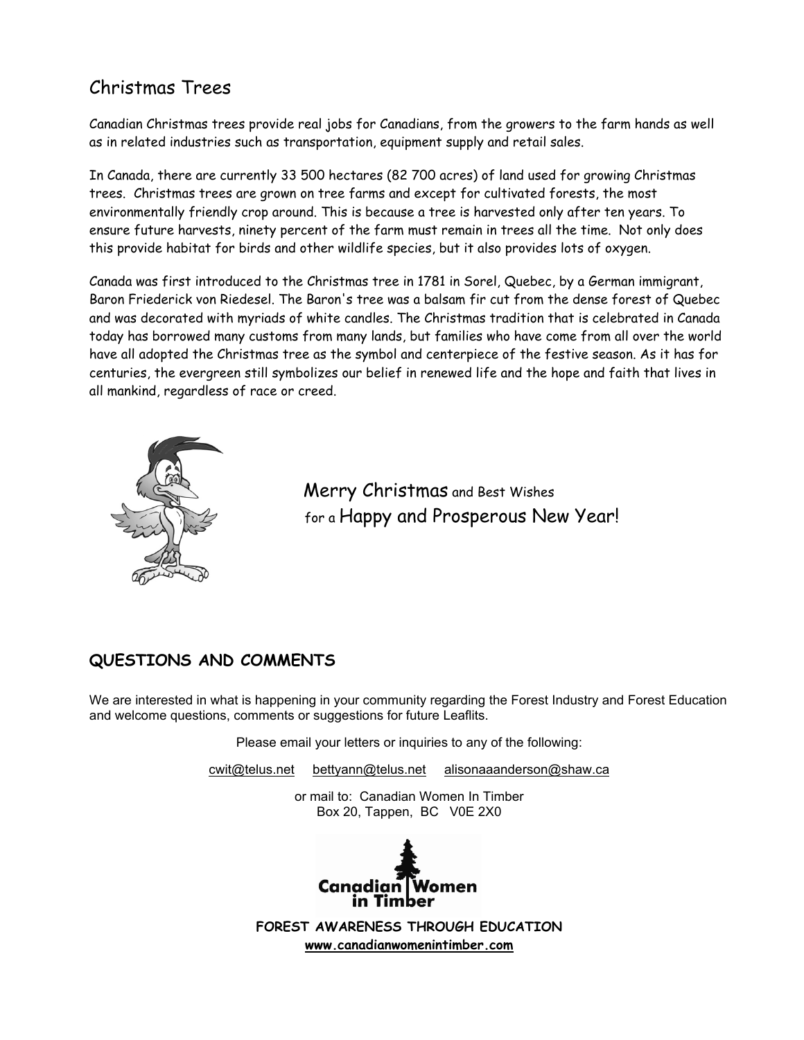## Christmas Trees

Canadian Christmas trees provide real jobs for Canadians, from the growers to the farm hands as well as in related industries such as transportation, equipment supply and retail sales.

In Canada, there are currently 33 500 hectares (82 700 acres) of land used for growing Christmas trees. Christmas trees are grown on tree farms and except for cultivated forests, the most environmentally friendly crop around. This is because a tree is harvested only after ten years. To ensure future harvests, ninety percent of the farm must remain in trees all the time. Not only does this provide habitat for birds and other wildlife species, but it also provides lots of oxygen.

Canada was first introduced to the Christmas tree in 1781 in Sorel, Quebec, by a German immigrant, Baron Friederick von Riedesel. The Baron's tree was a balsam fir cut from the dense forest of Quebec and was decorated with myriads of white candles. The Christmas tradition that is celebrated in Canada today has borrowed many customs from many lands, but families who have come from all over the world have all adopted the Christmas tree as the symbol and centerpiece of the festive season. As it has for centuries, the evergreen still symbolizes our belief in renewed life and the hope and faith that lives in all mankind, regardless of race or creed.

Merry Christmas and Best Wishes for a Happy and Prosperous New Year!

## QUESTIONS AND COMMENTS

We are interested in what is happening in your community regarding the Forest Industry and Forest Education and welcome questions, comments or suggestions for future Leaflits.

Please email your letters or inquiries to any of the following:

cwit@telus.net bettyann@telus.net alisonaaanderson@shaw.ca

or mail to: Canadian Women In Timber
Box 20, Tappen, BC V0E 2X0

Canadian Women in Timber

**FOREST AWARENESS THROUGH EDUCATION**
**www.canadianwomenintimber.com**